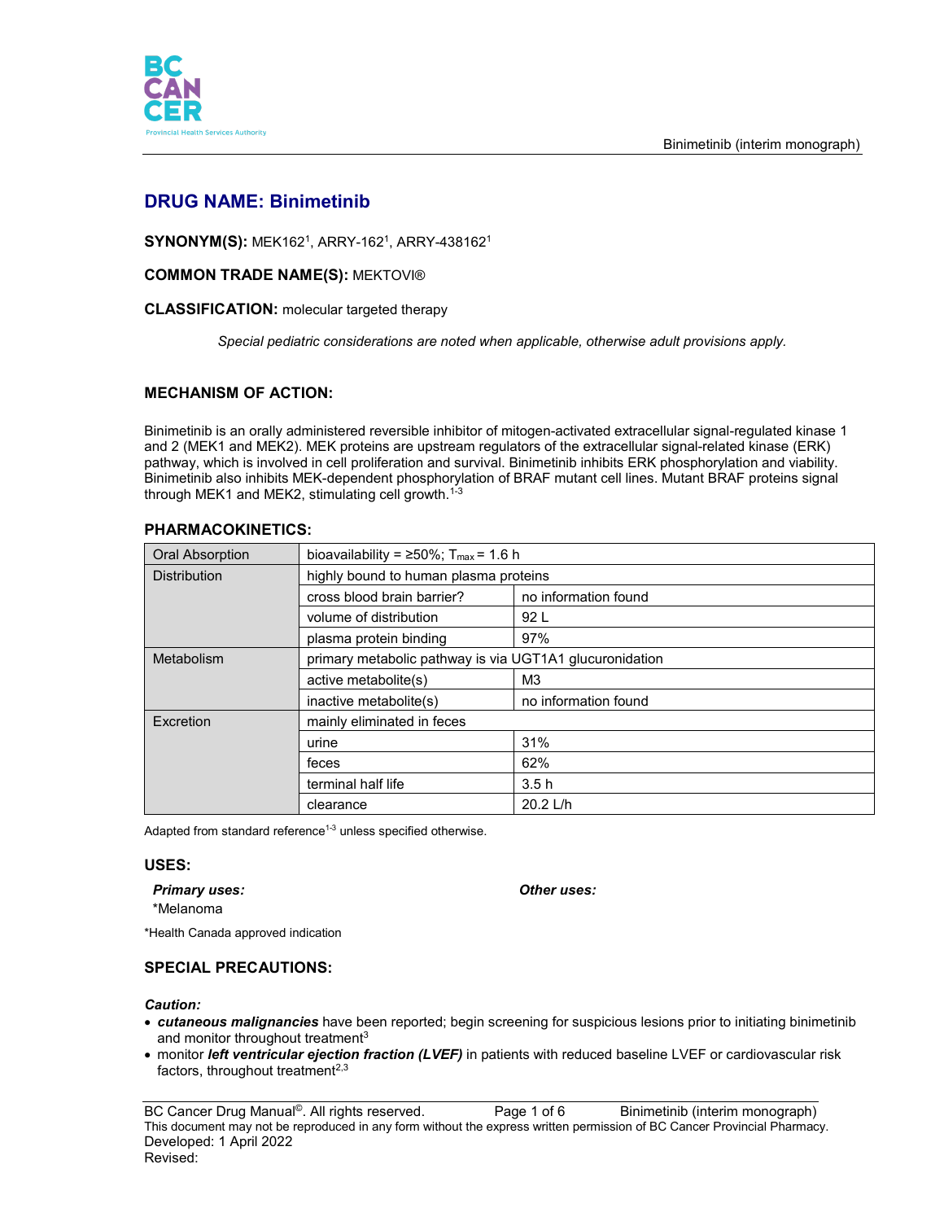# DRUG NAME: Binimetinib

**SYNONYM(S):** MEK162[1], ARRY-162[1], ARRY-438162[1]

**COMMON TRADE NAME(S):** MEKTOVI®

**CLASSIFICATION:** molecular targeted therapy

*Special pediatric considerations are noted when applicable, otherwise adult provisions apply.*

## MECHANISM OF ACTION:

Binimetinib is an orally administered reversible inhibitor of mitogen-activated extracellular signal-regulated kinase 1 and 2 (MEK1 and MEK2). MEK proteins are upstream regulators of the extracellular signal-related kinase (ERK) pathway, which is involved in cell proliferation and survival. Binimetinib inhibits ERK phosphorylation and viability. Binimetinib also inhibits MEK-dependent phosphorylation of BRAF mutant cell lines. Mutant BRAF proteins signal through MEK1 and MEK2, stimulating cell growth.[1-3]

## PHARMACOKINETICS:

| | | |
|---|---|---|
| Oral Absorption | bioavailability = ≥50%; $T_{max}$ = 1.6 h | |
| Distribution | highly bound to human plasma proteins | |
| | cross blood brain barrier? | no information found |
| | volume of distribution | 92 L |
| | plasma protein binding | 97% |
| Metabolism | primary metabolic pathway is via UGT1A1 glucuronidation | |
| | active metabolite(s) | M3 |
| | inactive metabolite(s) | no information found |
| Excretion | mainly eliminated in feces | |
| | urine | 31% |
| | feces | 62% |
| | terminal half life | 3.5 h |
| | clearance | 20.2 L/h |

Adapted from standard reference[1-3] unless specified otherwise.

## USES:

***Primary uses:***
*Melanoma

***Other uses:***

*Health Canada approved indication

## SPECIAL PRECAUTIONS:

***Caution:***

- ***cutaneous malignancies*** have been reported; begin screening for suspicious lesions prior to initiating binimetinib and monitor throughout treatment[3]
- monitor ***left ventricular ejection fraction (LVEF)*** in patients with reduced baseline LVEF or cardiovascular risk factors, throughout treatment[2,3]

BC Cancer Drug Manual©. All rights reserved.
This document may not be reproduced in any form without the express written permission of BC Cancer Provincial Pharmacy.
Developed: 1 April 2022
Revised: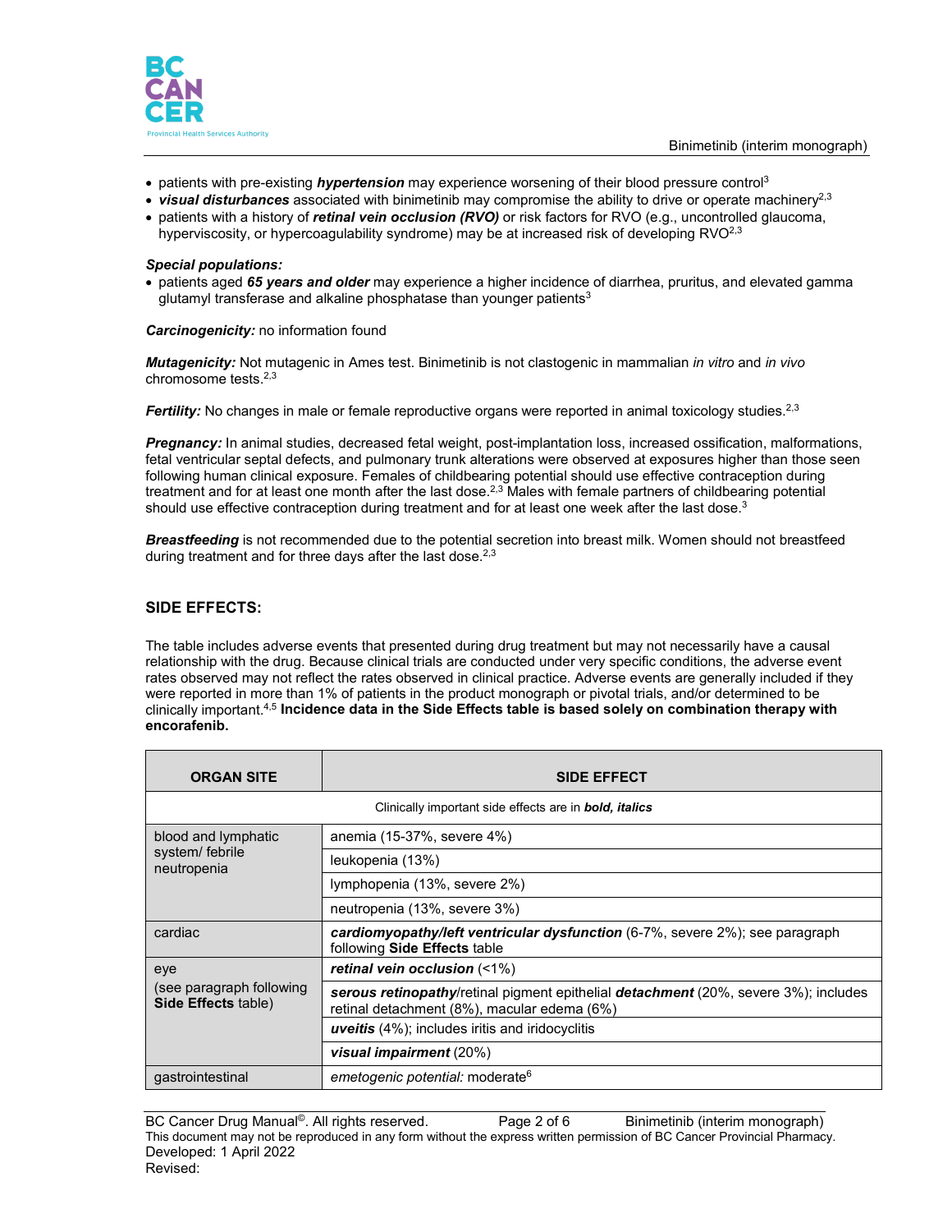- patients with pre-existing ***hypertension*** may experience worsening of their blood pressure control[3]
- ***visual disturbances*** associated with binimetinib may compromise the ability to drive or operate machinery[2,3]
- patients with a history of ***retinal vein occlusion (RVO)*** or risk factors for RVO (e.g., uncontrolled glaucoma, hyperviscosity, or hypercoagulability syndrome) may be at increased risk of developing RVO[2,3]

***Special populations:***

- patients aged ***65 years and older*** may experience a higher incidence of diarrhea, pruritus, and elevated gamma glutamyl transferase and alkaline phosphatase than younger patients[3]

***Carcinogenicity:*** no information found

***Mutagenicity:*** Not mutagenic in Ames test. Binimetinib is not clastogenic in mammalian *in vitro* and *in vivo* chromosome tests.[2,3]

***Fertility:*** No changes in male or female reproductive organs were reported in animal toxicology studies.[2,3]

***Pregnancy:*** In animal studies, decreased fetal weight, post-implantation loss, increased ossification, malformations, fetal ventricular septal defects, and pulmonary trunk alterations were observed at exposures higher than those seen following human clinical exposure. Females of childbearing potential should use effective contraception during treatment and for at least one month after the last dose.[2,3] Males with female partners of childbearing potential should use effective contraception during treatment and for at least one week after the last dose.[3]

***Breastfeeding*** is not recommended due to the potential secretion into breast milk. Women should not breastfeed during treatment and for three days after the last dose.[2,3]

## SIDE EFFECTS:

The table includes adverse events that presented during drug treatment but may not necessarily have a causal relationship with the drug. Because clinical trials are conducted under very specific conditions, the adverse event rates observed may not reflect the rates observed in clinical practice. Adverse events are generally included if they were reported in more than 1% of patients in the product monograph or pivotal trials, and/or determined to be clinically important.[4,5] **Incidence data in the Side Effects table is based solely on combination therapy with encorafenib.**

| ORGAN SITE | SIDE EFFECT |
|---|---|
| Clinically important side effects are in ***bold, italics*** | |
| blood and lymphatic system/ febrile neutropenia | anemia (15-37%, severe 4%) |
| | leukopenia (13%) |
| | lymphopenia (13%, severe 2%) |
| | neutropenia (13%, severe 3%) |
| cardiac | ***cardiomyopathy/left ventricular dysfunction*** (6-7%, severe 2%); see paragraph following **Side Effects** table |
| eye (see paragraph following **Side Effects** table) | ***retinal vein occlusion*** (<1%) |
| | ***serous retinopathy***/retinal pigment epithelial ***detachment*** (20%, severe 3%); includes retinal detachment (8%), macular edema (6%) |
| | ***uveitis*** (4%); includes iritis and iridocyclitis |
| | ***visual impairment*** (20%) |
| gastrointestinal | *emetogenic potential:* moderate[6] |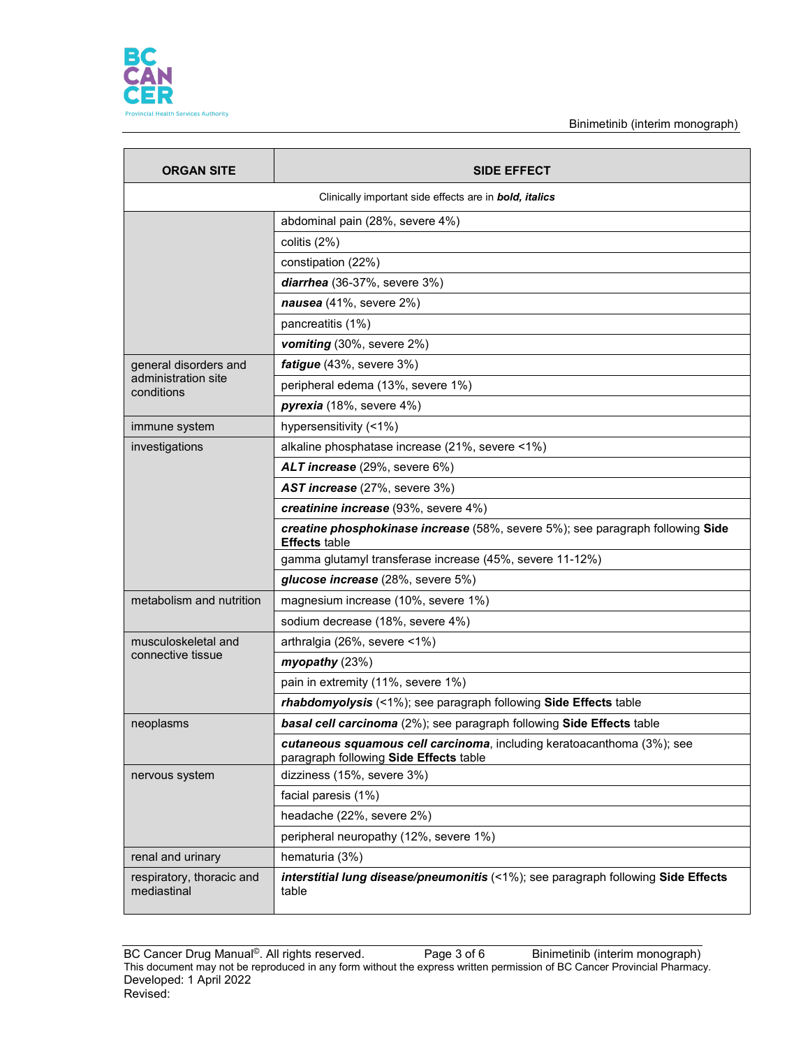| ORGAN SITE | SIDE EFFECT |
|---|---|
| Clinically important side effects are in ***bold, italics*** | |
| | abdominal pain (28%, severe 4%) |
| | colitis (2%) |
| | constipation (22%) |
| | ***diarrhea*** (36-37%, severe 3%) |
| | ***nausea*** (41%, severe 2%) |
| | pancreatitis (1%) |
| | ***vomiting*** (30%, severe 2%) |
| general disorders and administration site conditions | ***fatigue*** (43%, severe 3%) |
| | peripheral edema (13%, severe 1%) |
| | ***pyrexia*** (18%, severe 4%) |
| immune system | hypersensitivity (<1%) |
| investigations | alkaline phosphatase increase (21%, severe <1%) |
| | ***ALT increase*** (29%, severe 6%) |
| | ***AST increase*** (27%, severe 3%) |
| | ***creatinine increase*** (93%, severe 4%) |
| | ***creatine phosphokinase increase*** (58%, severe 5%); see paragraph following **Side Effects** table |
| | gamma glutamyl transferase increase (45%, severe 11-12%) |
| | ***glucose increase*** (28%, severe 5%) |
| metabolism and nutrition | magnesium increase (10%, severe 1%) |
| | sodium decrease (18%, severe 4%) |
| musculoskeletal and connective tissue | arthralgia (26%, severe <1%) |
| | ***myopathy*** (23%) |
| | pain in extremity (11%, severe 1%) |
| | ***rhabdomyolysis*** (<1%); see paragraph following **Side Effects** table |
| neoplasms | ***basal cell carcinoma*** (2%); see paragraph following **Side Effects** table |
| | ***cutaneous squamous cell carcinoma***, including keratoacanthoma (3%); see paragraph following **Side Effects** table |
| nervous system | dizziness (15%, severe 3%) |
| | facial paresis (1%) |
| | headache (22%, severe 2%) |
| | peripheral neuropathy (12%, severe 1%) |
| renal and urinary | hematuria (3%) |
| respiratory, thoracic and mediastinal | ***interstitial lung disease/pneumonitis*** (<1%); see paragraph following **Side Effects** table |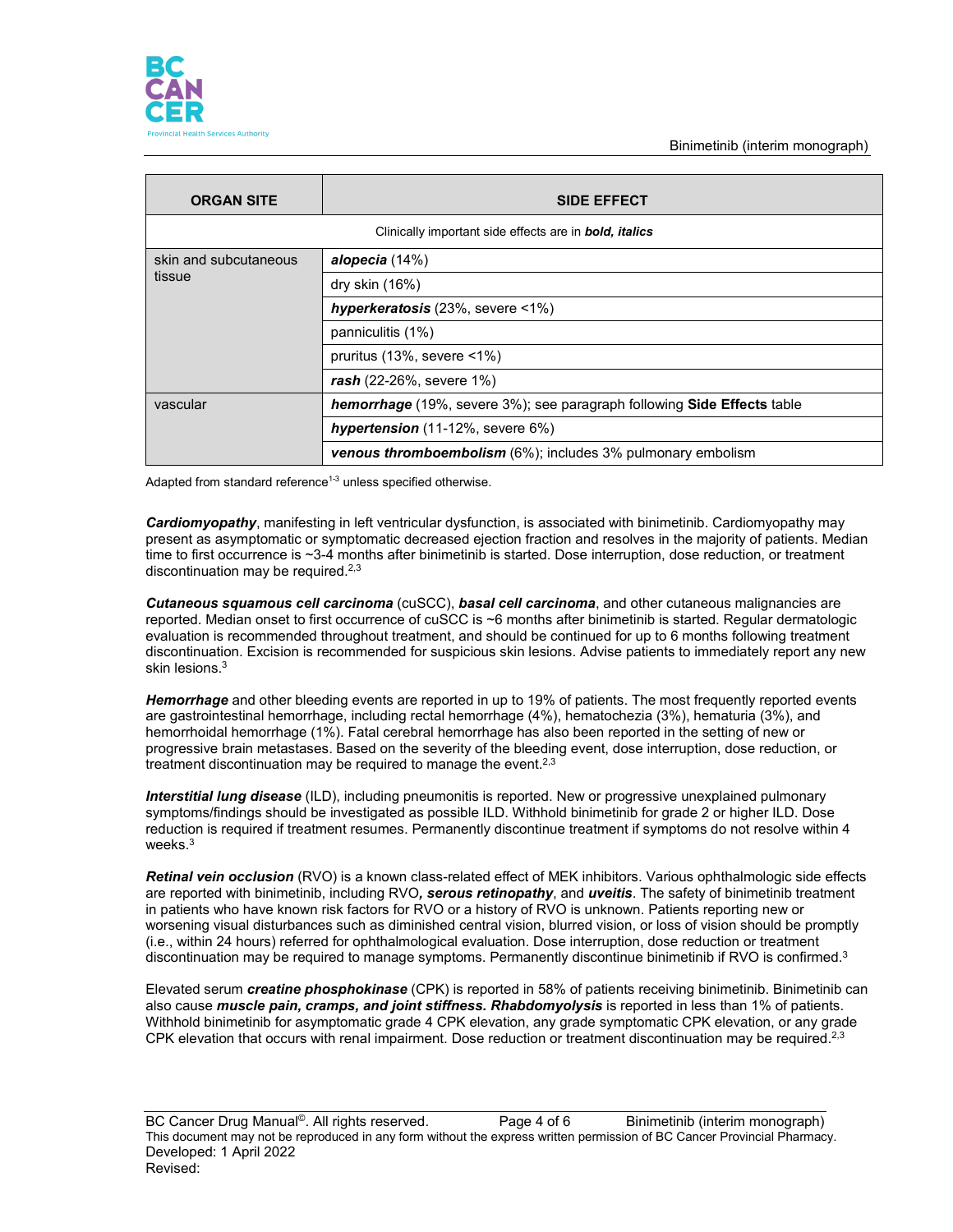| ORGAN SITE | SIDE EFFECT |
|---|---|
| Clinically important side effects are in ***bold, italics*** | |
| skin and subcutaneous tissue | ***alopecia*** (14%) |
| | dry skin (16%) |
| | ***hyperkeratosis*** (23%, severe <1%) |
| | panniculitis (1%) |
| | pruritus (13%, severe <1%) |
| | ***rash*** (22-26%, severe 1%) |
| vascular | ***hemorrhage*** (19%, severe 3%); see paragraph following **Side Effects** table |
| | ***hypertension*** (11-12%, severe 6%) |
| | ***venous thromboembolism*** (6%); includes 3% pulmonary embolism |

Adapted from standard reference[1-3] unless specified otherwise.

***Cardiomyopathy***, manifesting in left ventricular dysfunction, is associated with binimetinib. Cardiomyopathy may present as asymptomatic or symptomatic decreased ejection fraction and resolves in the majority of patients. Median time to first occurrence is ~3-4 months after binimetinib is started. Dose interruption, dose reduction, or treatment discontinuation may be required.[2,3]

***Cutaneous squamous cell carcinoma*** (cuSCC), ***basal cell carcinoma***, and other cutaneous malignancies are reported. Median onset to first occurrence of cuSCC is ~6 months after binimetinib is started. Regular dermatologic evaluation is recommended throughout treatment, and should be continued for up to 6 months following treatment discontinuation. Excision is recommended for suspicious skin lesions. Advise patients to immediately report any new skin lesions.[3]

***Hemorrhage*** and other bleeding events are reported in up to 19% of patients. The most frequently reported events are gastrointestinal hemorrhage, including rectal hemorrhage (4%), hematochezia (3%), hematuria (3%), and hemorrhoidal hemorrhage (1%). Fatal cerebral hemorrhage has also been reported in the setting of new or progressive brain metastases. Based on the severity of the bleeding event, dose interruption, dose reduction, or treatment discontinuation may be required to manage the event.[2,3]

***Interstitial lung disease*** (ILD), including pneumonitis is reported. New or progressive unexplained pulmonary symptoms/findings should be investigated as possible ILD. Withhold binimetinib for grade 2 or higher ILD. Dose reduction is required if treatment resumes. Permanently discontinue treatment if symptoms do not resolve within 4 weeks.[3]

***Retinal vein occlusion*** (RVO) is a known class-related effect of MEK inhibitors. Various ophthalmologic side effects are reported with binimetinib, including RVO***, serous retinopathy***, and ***uveitis***. The safety of binimetinib treatment in patients who have known risk factors for RVO or a history of RVO is unknown. Patients reporting new or worsening visual disturbances such as diminished central vision, blurred vision, or loss of vision should be promptly (i.e., within 24 hours) referred for ophthalmological evaluation. Dose interruption, dose reduction or treatment discontinuation may be required to manage symptoms. Permanently discontinue binimetinib if RVO is confirmed.[3]

Elevated serum ***creatine phosphokinase*** (CPK) is reported in 58% of patients receiving binimetinib. Binimetinib can also cause ***muscle pain, cramps, and joint stiffness. Rhabdomyolysis*** is reported in less than 1% of patients. Withhold binimetinib for asymptomatic grade 4 CPK elevation, any grade symptomatic CPK elevation, or any grade CPK elevation that occurs with renal impairment. Dose reduction or treatment discontinuation may be required.[2,3]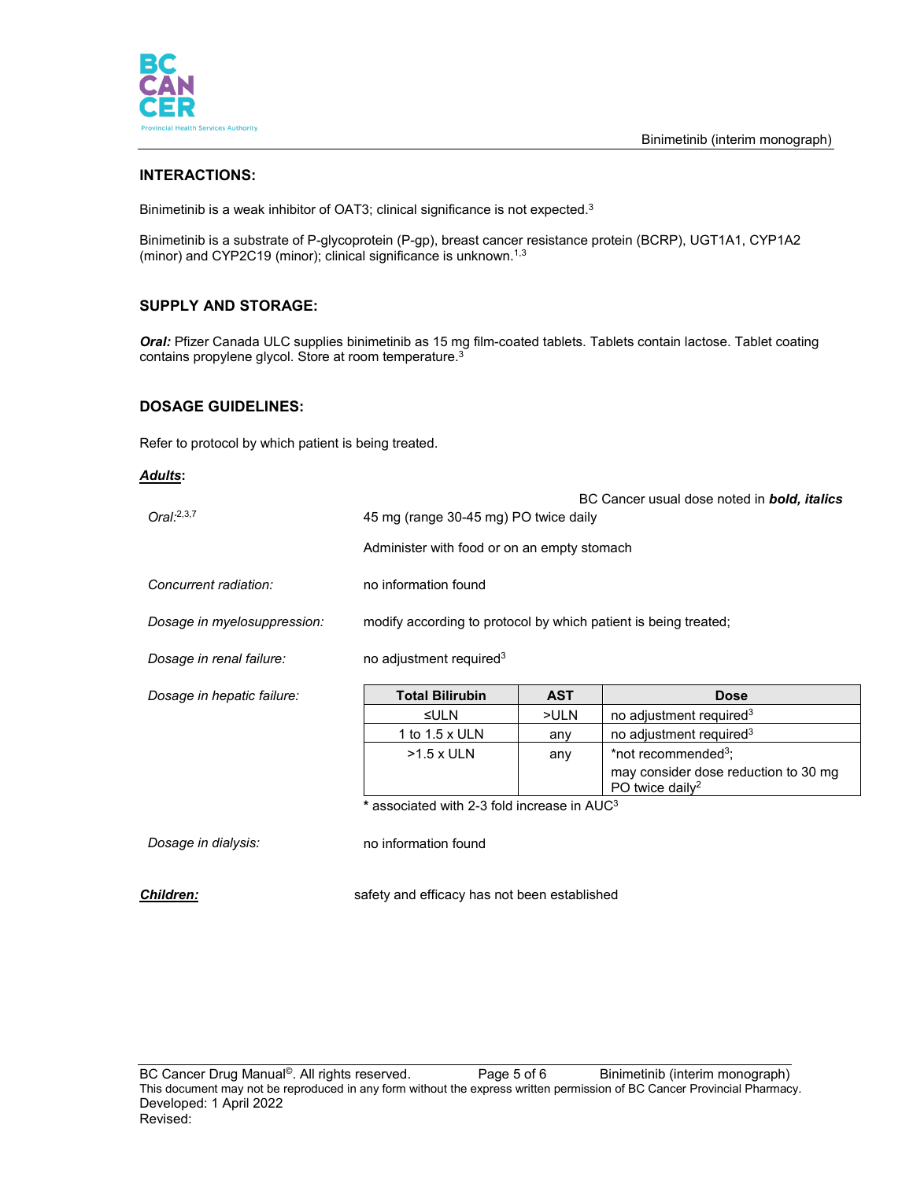## INTERACTIONS:

Binimetinib is a weak inhibitor of OAT3; clinical significance is not expected.[3]

Binimetinib is a substrate of P-glycoprotein (P-gp), breast cancer resistance protein (BCRP), UGT1A1, CYP1A2 (minor) and CYP2C19 (minor); clinical significance is unknown.[1,3]

## SUPPLY AND STORAGE:

***Oral:*** Pfizer Canada ULC supplies binimetinib as 15 mg film-coated tablets. Tablets contain lactose. Tablet coating contains propylene glycol. Store at room temperature.[3]

## DOSAGE GUIDELINES:

Refer to protocol by which patient is being treated.

***Adults*:**

BC Cancer usual dose noted in ***bold, italics***

*Oral:*[2,3,7] 45 mg (range 30-45 mg) PO twice daily

Administer with food or on an empty stomach

*Concurrent radiation:* no information found

*Dosage in myelosuppression:* modify according to protocol by which patient is being treated;

*Dosage in renal failure:* no adjustment required[3]

*Dosage in hepatic failure:*

| Total Bilirubin | AST | Dose |
|---|---|---|
| ≤ULN | >ULN | no adjustment required[3] |
| 1 to 1.5 x ULN | any | no adjustment required[3] |
| >1.5 x ULN | any | *not recommended[3]; may consider dose reduction to 30 mg PO twice daily[2] |

\* associated with 2-3 fold increase in AUC[3]

*Dosage in dialysis:* no information found

***Children:*** safety and efficacy has not been established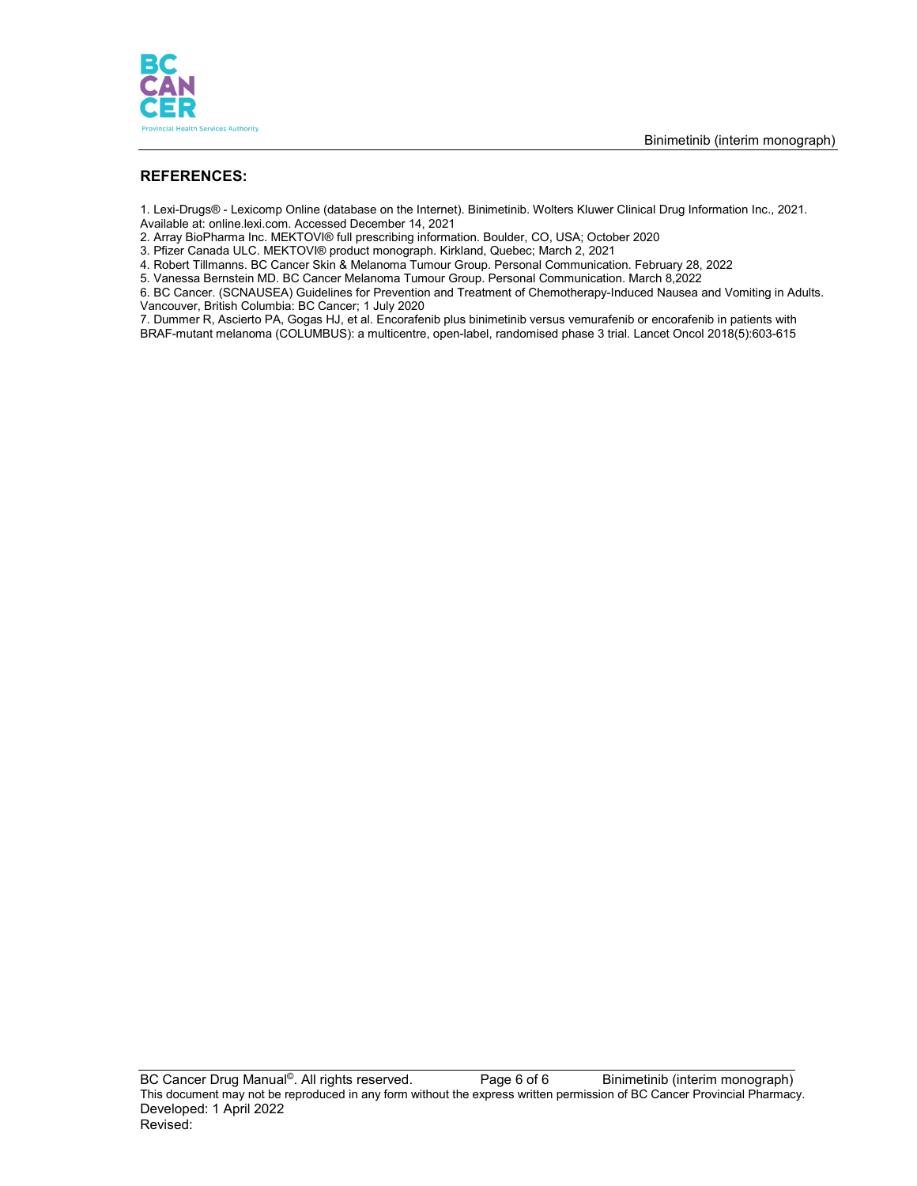## REFERENCES:

1. Lexi-Drugs® - Lexicomp Online (database on the Internet). Binimetinib. Wolters Kluwer Clinical Drug Information Inc., 2021. Available at: online.lexi.com. Accessed December 14, 2021
2. Array BioPharma Inc. MEKTOVI® full prescribing information. Boulder, CO, USA; October 2020
3. Pfizer Canada ULC. MEKTOVI® product monograph. Kirkland, Quebec; March 2, 2021
4. Robert Tillmanns. BC Cancer Skin & Melanoma Tumour Group. Personal Communication. February 28, 2022
5. Vanessa Bernstein MD. BC Cancer Melanoma Tumour Group. Personal Communication. March 8,2022
6. BC Cancer. (SCNAUSEA) Guidelines for Prevention and Treatment of Chemotherapy-Induced Nausea and Vomiting in Adults. Vancouver, British Columbia: BC Cancer; 1 July 2020
7. Dummer R, Ascierto PA, Gogas HJ, et al. Encorafenib plus binimetinib versus vemurafenib or encorafenib in patients with BRAF-mutant melanoma (COLUMBUS): a multicentre, open-label, randomised phase 3 trial. Lancet Oncol 2018(5):603-615

This document may not be reproduced in any form without the express written permission of BC Cancer Provincial Pharmacy.
Developed: 1 April 2022
Revised: